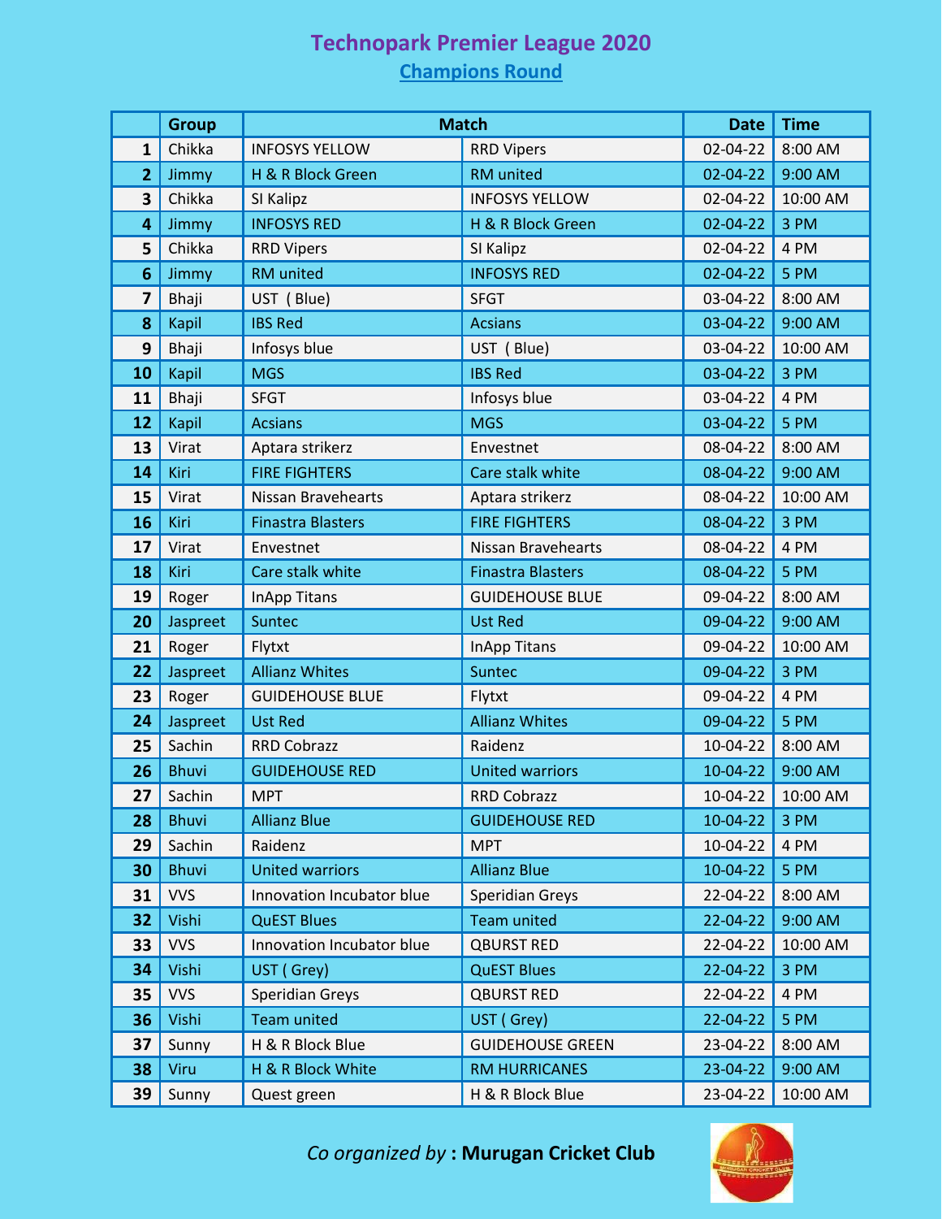# Technopark Premier League 2020

## Champions Round

| | Group | Match | | Date | Time |
|---|---|---|---|---|---|
| 1 | Chikka | INFOSYS YELLOW | RRD Vipers | 02-04-22 | 8:00 AM |
| 2 | Jimmy | H & R Block Green | RM united | 02-04-22 | 9:00 AM |
| 3 | Chikka | SI Kalipz | INFOSYS YELLOW | 02-04-22 | 10:00 AM |
| 4 | Jimmy | INFOSYS RED | H & R Block Green | 02-04-22 | 3 PM |
| 5 | Chikka | RRD Vipers | SI Kalipz | 02-04-22 | 4 PM |
| 6 | Jimmy | RM united | INFOSYS RED | 02-04-22 | 5 PM |
| 7 | Bhaji | UST ( Blue) | SFGT | 03-04-22 | 8:00 AM |
| 8 | Kapil | IBS Red | Acsians | 03-04-22 | 9:00 AM |
| 9 | Bhaji | Infosys blue | UST ( Blue) | 03-04-22 | 10:00 AM |
| 10 | Kapil | MGS | IBS Red | 03-04-22 | 3 PM |
| 11 | Bhaji | SFGT | Infosys blue | 03-04-22 | 4 PM |
| 12 | Kapil | Acsians | MGS | 03-04-22 | 5 PM |
| 13 | Virat | Aptara strikerz | Envestnet | 08-04-22 | 8:00 AM |
| 14 | Kiri | FIRE FIGHTERS | Care stalk white | 08-04-22 | 9:00 AM |
| 15 | Virat | Nissan Bravehearts | Aptara strikerz | 08-04-22 | 10:00 AM |
| 16 | Kiri | Finastra Blasters | FIRE FIGHTERS | 08-04-22 | 3 PM |
| 17 | Virat | Envestnet | Nissan Bravehearts | 08-04-22 | 4 PM |
| 18 | Kiri | Care stalk white | Finastra Blasters | 08-04-22 | 5 PM |
| 19 | Roger | InApp Titans | GUIDEHOUSE BLUE | 09-04-22 | 8:00 AM |
| 20 | Jaspreet | Suntec | Ust Red | 09-04-22 | 9:00 AM |
| 21 | Roger | Flytxt | InApp Titans | 09-04-22 | 10:00 AM |
| 22 | Jaspreet | Allianz Whites | Suntec | 09-04-22 | 3 PM |
| 23 | Roger | GUIDEHOUSE BLUE | Flytxt | 09-04-22 | 4 PM |
| 24 | Jaspreet | Ust Red | Allianz Whites | 09-04-22 | 5 PM |
| 25 | Sachin | RRD Cobrazz | Raidenz | 10-04-22 | 8:00 AM |
| 26 | Bhuvi | GUIDEHOUSE RED | United warriors | 10-04-22 | 9:00 AM |
| 27 | Sachin | MPT | RRD Cobrazz | 10-04-22 | 10:00 AM |
| 28 | Bhuvi | Allianz Blue | GUIDEHOUSE RED | 10-04-22 | 3 PM |
| 29 | Sachin | Raidenz | MPT | 10-04-22 | 4 PM |
| 30 | Bhuvi | United warriors | Allianz Blue | 10-04-22 | 5 PM |
| 31 | VVS | Innovation Incubator blue | Speridian Greys | 22-04-22 | 8:00 AM |
| 32 | Vishi | QuEST Blues | Team united | 22-04-22 | 9:00 AM |
| 33 | VVS | Innovation Incubator blue | QBURST RED | 22-04-22 | 10:00 AM |
| 34 | Vishi | UST ( Grey) | QuEST Blues | 22-04-22 | 3 PM |
| 35 | VVS | Speridian Greys | QBURST RED | 22-04-22 | 4 PM |
| 36 | Vishi | Team united | UST ( Grey) | 22-04-22 | 5 PM |
| 37 | Sunny | H & R Block Blue | GUIDEHOUSE GREEN | 23-04-22 | 8:00 AM |
| 38 | Viru | H & R Block White | RM HURRICANES | 23-04-22 | 9:00 AM |
| 39 | Sunny | Quest green | H & R Block Blue | 23-04-22 | 10:00 AM |

*Co organized by* **: Murugan Cricket Club**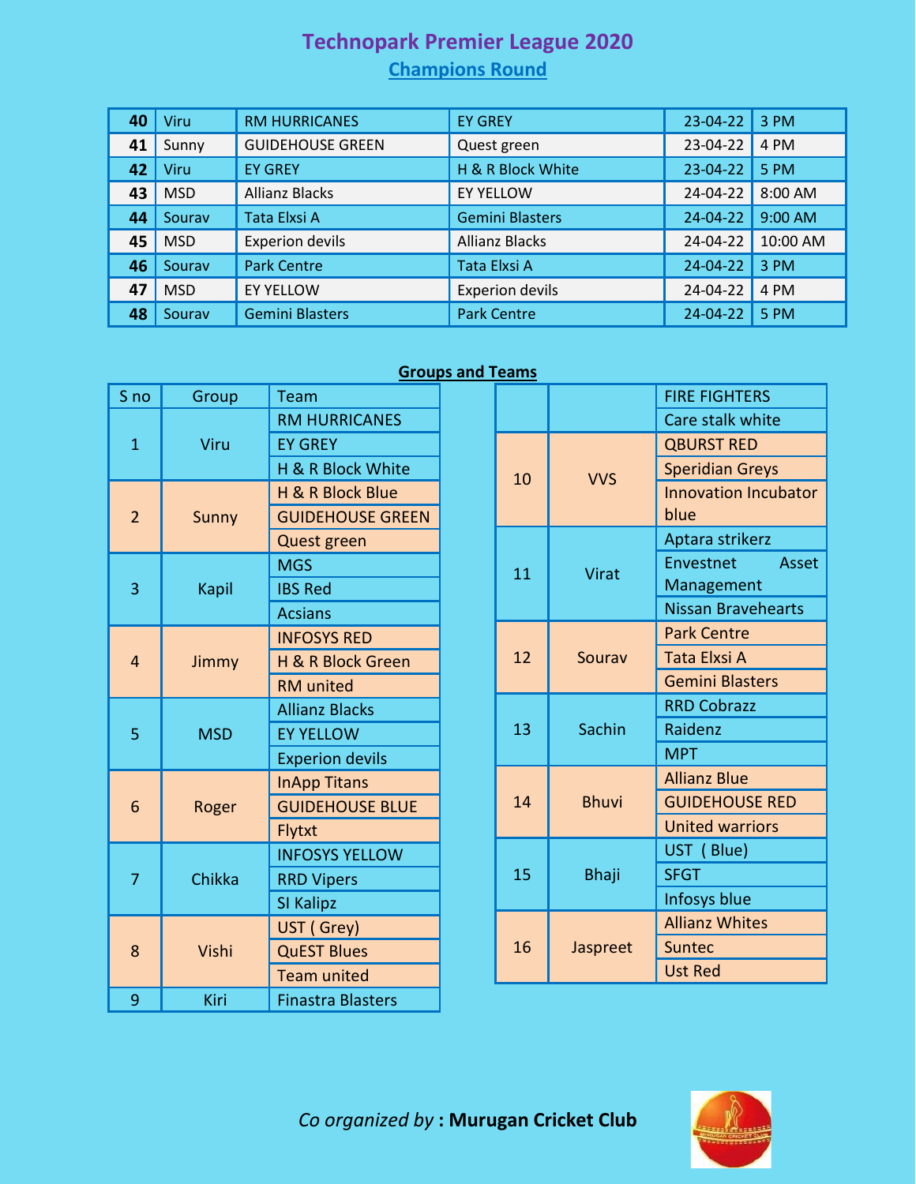# Technopark Premier League 2020

## Champions Round

| | | | | | |
|---|---|---|---|---|---|
| 40 | Viru | RM HURRICANES | EY GREY | 23-04-22 | 3 PM |
| 41 | Sunny | GUIDEHOUSE GREEN | Quest green | 23-04-22 | 4 PM |
| 42 | Viru | EY GREY | H & R Block White | 23-04-22 | 5 PM |
| 43 | MSD | Allianz Blacks | EY YELLOW | 24-04-22 | 8:00 AM |
| 44 | Sourav | Tata Elxsi A | Gemini Blasters | 24-04-22 | 9:00 AM |
| 45 | MSD | Experion devils | Allianz Blacks | 24-04-22 | 10:00 AM |
| 46 | Sourav | Park Centre | Tata Elxsi A | 24-04-22 | 3 PM |
| 47 | MSD | EY YELLOW | Experion devils | 24-04-22 | 4 PM |
| 48 | Sourav | Gemini Blasters | Park Centre | 24-04-22 | 5 PM |

**Groups and Teams**

| S no | Group | Team |
|---|---|---|
| 1 | Viru | RM HURRICANES |
| | | EY GREY |
| | | H & R Block White |
| 2 | Sunny | H & R Block Blue |
| | | GUIDEHOUSE GREEN |
| | | Quest green |
| 3 | Kapil | MGS |
| | | IBS Red |
| | | Acsians |
| 4 | Jimmy | INFOSYS RED |
| | | H & R Block Green |
| | | RM united |
| 5 | MSD | Allianz Blacks |
| | | EY YELLOW |
| | | Experion devils |
| 6 | Roger | InApp Titans |
| | | GUIDEHOUSE BLUE |
| | | Flytxt |
| 7 | Chikka | INFOSYS YELLOW |
| | | RRD Vipers |
| | | SI Kalipz |
| 8 | Vishi | UST ( Grey) |
| | | QuEST Blues |
| | | Team united |
| 9 | Kiri | Finastra Blasters |
| | | FIRE FIGHTERS |
| | | Care stalk white |
| 10 | VVS | QBURST RED |
| | | Speridian Greys |
| | | Innovation Incubator blue |
| 11 | Virat | Aptara strikerz |
| | | Envestnet Asset Management |
| | | Nissan Bravehearts |
| 12 | Sourav | Park Centre |
| | | Tata Elxsi A |
| | | Gemini Blasters |
| 13 | Sachin | RRD Cobrazz |
| | | Raidenz |
| | | MPT |
| 14 | Bhuvi | Allianz Blue |
| | | GUIDEHOUSE RED |
| | | United warriors |
| 15 | Bhaji | UST ( Blue) |
| | | SFGT |
| | | Infosys blue |
| 16 | Jaspreet | Allianz Whites |
| | | Suntec |
| | | Ust Red |

*Co organized by* **: Murugan Cricket Club**